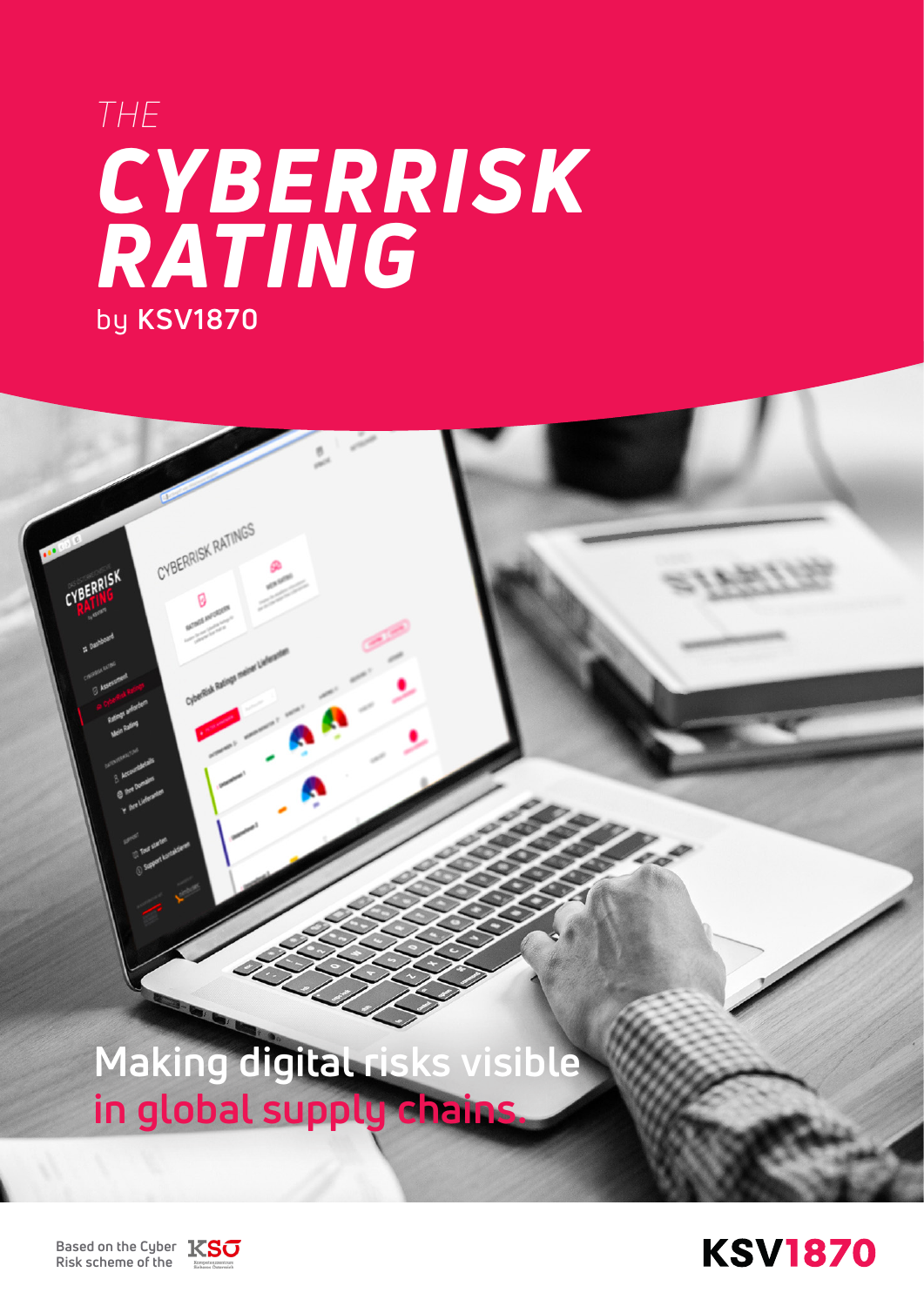# THE CYBERRISK RATING

by **KSV1870**

**Making digital risks visible in global supply chains.**

Based on the Cyber Risk scheme of the KSÖ

KSV1870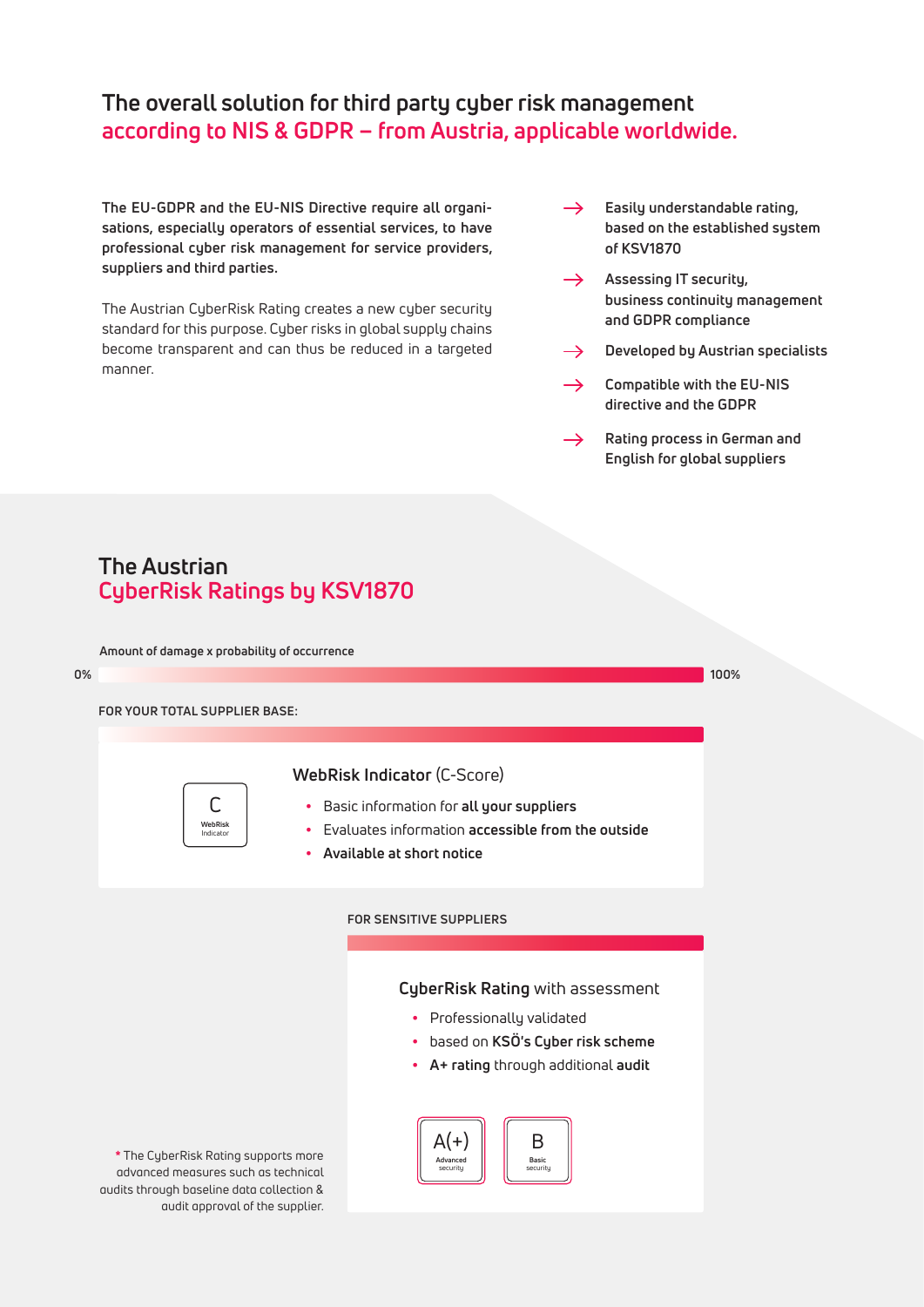# The overall solution for third party cyber risk management according to NIS & GDPR – from Austria, applicable worldwide.

**The EU-GDPR and the EU-NIS Directive require all organisations, especially operators of essential services, to have professional cyber risk management for service providers, suppliers and third parties.**

The Austrian CyberRisk Rating creates a new cyber security standard for this purpose. Cyber risks in global supply chains become transparent and can thus be reduced in a targeted manner.

- → **Easily understandable rating, based on the established system of KSV1870**
- → **Assessing IT security, business continuity management and GDPR compliance**
- → **Developed by Austrian specialists**
- → **Compatible with the EU-NIS directive and the GDPR**
- → **Rating process in German and English for global suppliers**

## The Austrian CyberRisk Ratings by KSV1870

**Amount of damage x probability of occurrence**

0% — 100%

**FOR YOUR TOTAL SUPPLIER BASE:**

C
WebRisk Indicator

### WebRisk Indicator (C-Score)

- Basic information for **all your suppliers**
- Evaluates information **accessible from the outside**
- **Available at short notice**

**FOR SENSITIVE SUPPLIERS**

### CyberRisk Rating with assessment

- Professionally validated
- based on **KSÖ's Cyber risk scheme**
- **A+ rating** through additional **audit**

A(+) Advanced security | B Basic security

* The CyberRisk Rating supports more advanced measures such as technical audits through baseline data collection & audit approval of the supplier.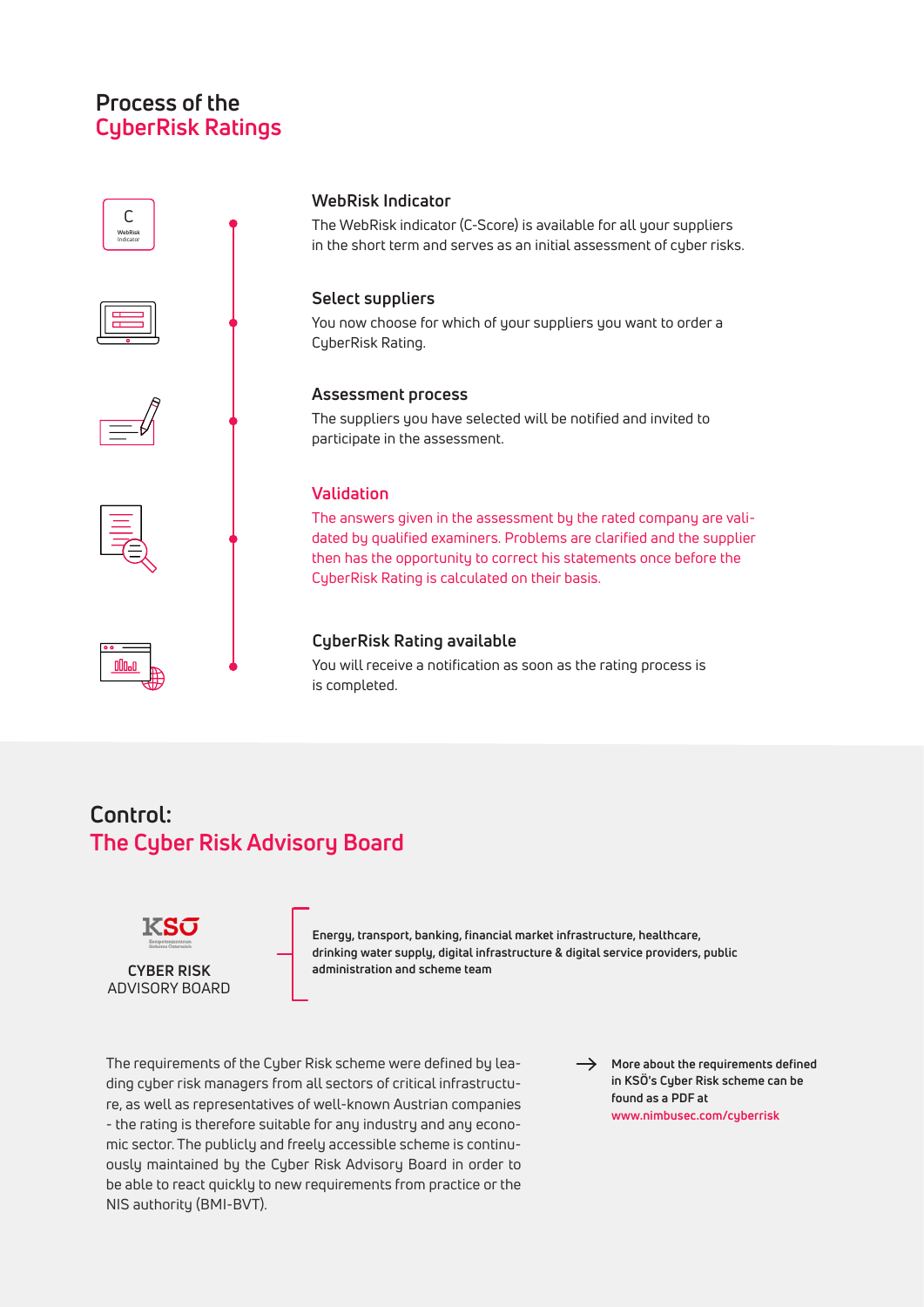# Process of the CyberRisk Ratings

### WebRisk Indicator

The WebRisk indicator (C-Score) is available for all your suppliers in the short term and serves as an initial assessment of cyber risks.

### Select suppliers

You now choose for which of your suppliers you want to order a CyberRisk Rating.

### Assessment process

The suppliers you have selected will be notified and invited to participate in the assessment.

### Validation

The answers given in the assessment by the rated company are validated by qualified examiners. Problems are clarified and the supplier then has the opportunity to correct his statements once before the CyberRisk Rating is calculated on their basis.

### CyberRisk Rating available

You will receive a notification as soon as the rating process is completed.

# Control: The Cyber Risk Advisory Board

KSÖ Kompetenzzentrum Sicheres Österreich

CYBER RISK ADVISORY BOARD

**Energy, transport, banking, financial market infrastructure, healthcare, drinking water supply, digital infrastructure & digital service providers, public administration and scheme team**

The requirements of the Cyber Risk scheme were defined by leading cyber risk managers from all sectors of critical infrastructure, as well as representatives of well-known Austrian companies - the rating is therefore suitable for any industry and any economic sector. The publicly and freely accessible scheme is continuously maintained by the Cyber Risk Advisory Board in order to be able to react quickly to new requirements from practice or the NIS authority (BMI-BVT).

→ **More about the requirements defined in KSÖ's Cyber Risk scheme can be found as a PDF at www.nimbusec.com/cyberrisk**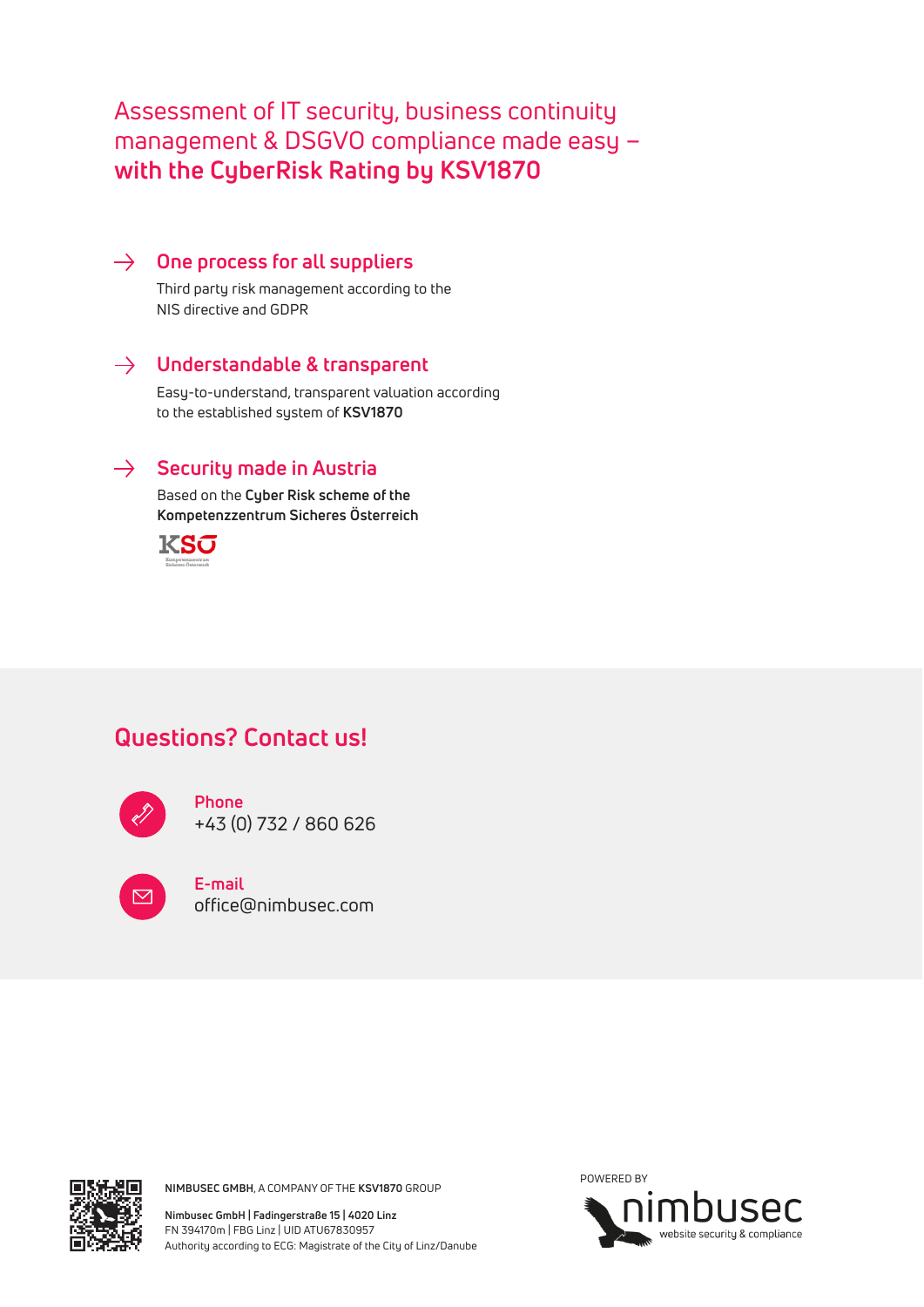# Assessment of IT security, business continuity management & DSGVO compliance made easy – **with the CyberRisk Rating by KSV1870**

## One process for all suppliers

Third party risk management according to the NIS directive and GDPR

## Understandable & transparent

Easy-to-understand, transparent valuation according to the established system of **KSV1870**

## Security made in Austria

Based on the **Cyber Risk scheme of the Kompetenzzentrum Sicheres Österreich**

KSÖ
Kompetenzzentrum Sicheres Österreich

## Questions? Contact us!

**Phone**
+43 (0) 732 / 860 626

**E-mail**
office@nimbusec.com

**NIMBUSEC GMBH**, A COMPANY OF THE **KSV1870** GROUP

**Nimbusec GmbH | Fadingerstraße 15 | 4020 Linz**
FN 394170m | FBG Linz | UID ATU67830957
Authority according to ECG: Magistrate of the City of Linz/Danube

POWERED BY
nimbusec
website security & compliance